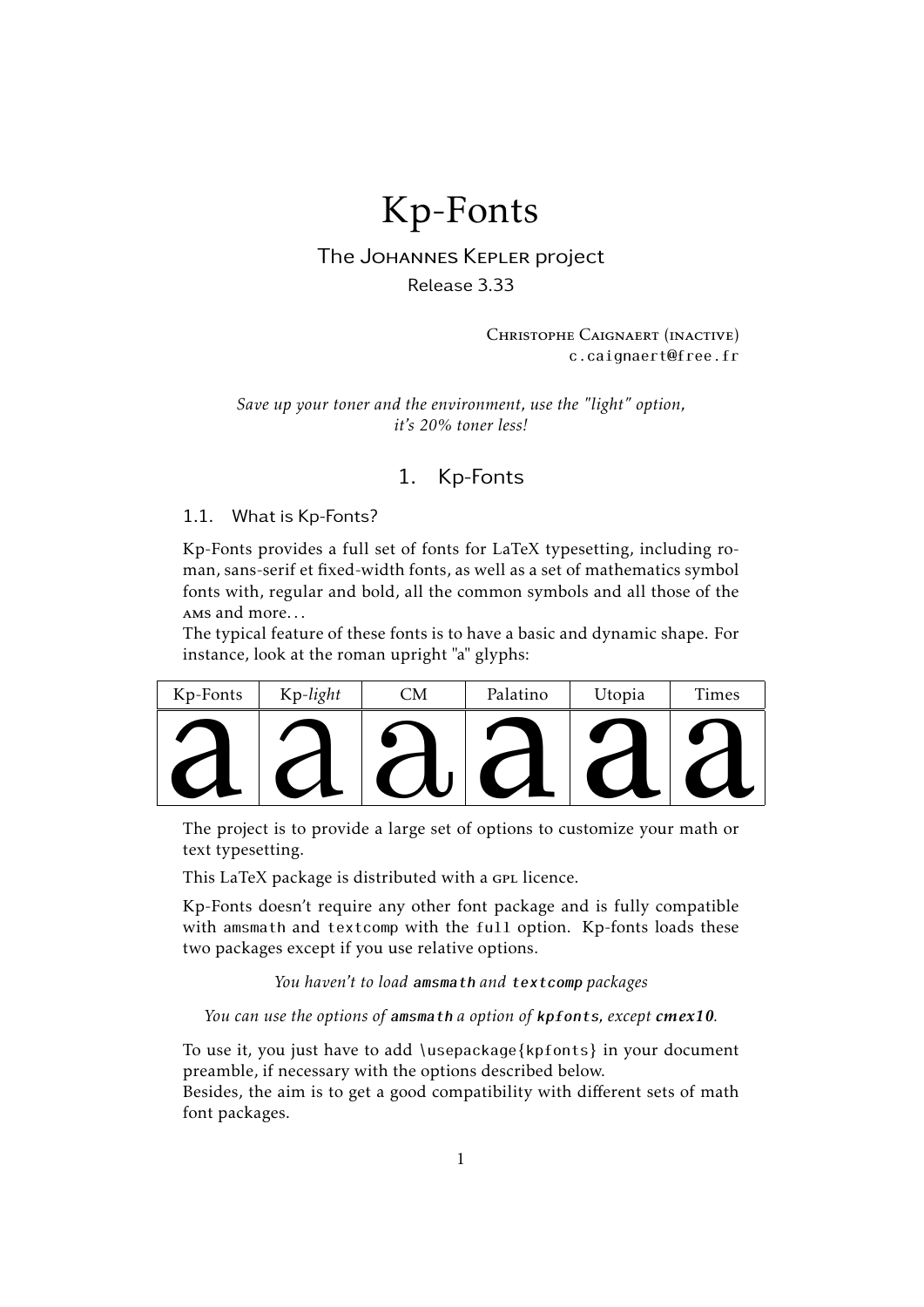# Kp-Fonts

The Johannes Kepler project

Release 3.33

Christophe Caignaert (inactive)
c.caignaert@free.fr

*Save up your toner and the environment, use the "light" option, it's 20% toner less!*

## 1. Kp-Fonts

### 1.1. What is Kp-Fonts?

Kp-Fonts provides a full set of fonts for LaTeX typesetting, including roman, sans-serif et fixed-width fonts, as well as a set of mathematics symbol fonts with, regular and bold, all the common symbols and all those of the AMS and more...
The typical feature of these fonts is to have a basic and dynamic shape. For instance, look at the roman upright "a" glyphs:

| Kp-Fonts | Kp-*light* | CM | Palatino | Utopia | Times |
|---|---|---|---|---|---|
| a | a | a | a | a | a |

The project is to provide a large set of options to customize your math or text typesetting.

This LaTeX package is distributed with a GPL licence.

Kp-Fonts doesn't require any other font package and is fully compatible with amsmath and textcomp with the full option. Kp-fonts loads these two packages except if you use relative options.

*You haven't to load* ***amsmath*** *and* ***textcomp*** *packages*

*You can use the options of* ***amsmath*** *a option of* ***kpfonts****, except* ***cmex10****.*

To use it, you just have to add \usepackage{kpfonts} in your document preamble, if necessary with the options described below.
Besides, the aim is to get a good compatibility with different sets of math font packages.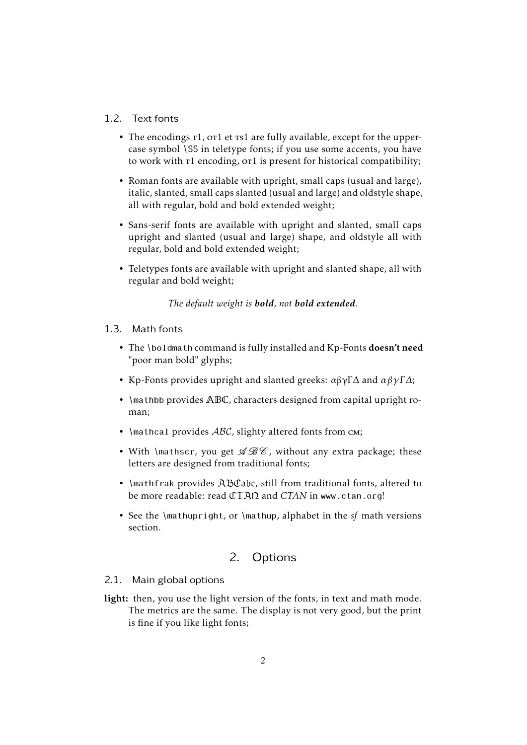### 1.2. Text fonts

- The encodings T1, OT1 et TS1 are fully available, except for the uppercase symbol \SS in teletype fonts; if you use some accents, you have to work with T1 encoding, OT1 is present for historical compatibility;
- Roman fonts are available with upright, small caps (usual and large), italic, slanted, small caps slanted (usual and large) and oldstyle shape, all with regular, bold and bold extended weight;
- Sans-serif fonts are available with upright and slanted, small caps upright and slanted (usual and large) shape, and oldstyle all with regular, bold and bold extended weight;
- Teletypes fonts are available with upright and slanted shape, all with regular and bold weight;

*The default weight is **bold**, not **bold extended**.*

### 1.3. Math fonts

- The `\boldmath` command is fully installed and Kp-Fonts **doesn't need** "poor man bold" glyphs;
- Kp-Fonts provides upright and slanted greeks: αβγΓΔ and $\alpha\beta\gamma\mathit{\Gamma}\mathit{\Delta}$;
- `\mathbb` provides $\mathbb{ABC}$, characters designed from capital upright roman;
- `\mathcal` provides $\mathcal{ABC}$, slighty altered fonts from CM;
- With `\mathscr`, you get $\mathscr{ABC}$, without any extra package; these letters are designed from traditional fonts;
- `\mathfrak` provides $\mathfrak{ABCabc}$, still from traditional fonts, altered to be more readable: read $\mathfrak{CTAN}$ and *CTAN* in `www.ctan.org`!
- See the `\mathupright`, or `\mathup`, alphabet in the *sf* math versions section.

## 2. Options

### 2.1. Main global options

**light:** then, you use the light version of the fonts, in text and math mode. The metrics are the same. The display is not very good, but the print is fine if you like light fonts;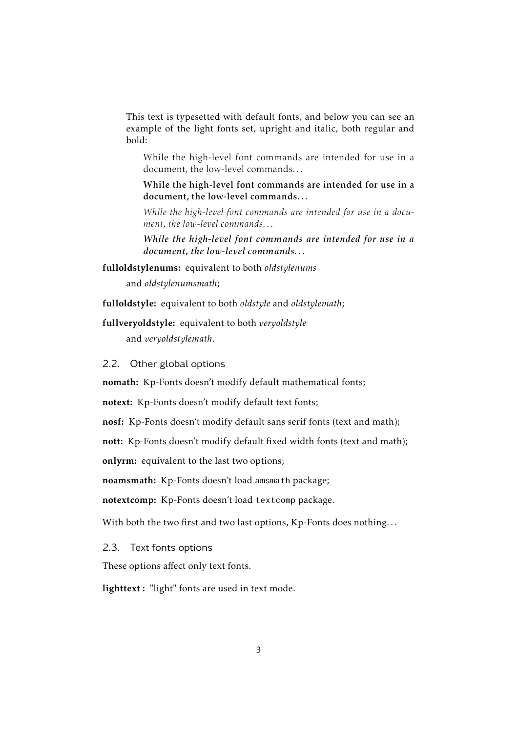This text is typesetted with default fonts, and below you can see an example of the light fonts set, upright and italic, both regular and bold:

> While the high-level font commands are intended for use in a document, the low-level commands…
>
> **While the high-level font commands are intended for use in a document, the low-level commands…**
>
> *While the high-level font commands are intended for use in a document, the low-level commands…*
>
> ***While the high-level font commands are intended for use in a document, the low-level commands…***

**fulloldstylenums:** equivalent to both *oldstylenums* and *oldstylenumsmath*;

**fulloldstyle:** equivalent to both *oldstyle* and *oldstylemath*;

**fullveryoldstyle:** equivalent to both *veryoldstyle* and *veryoldstylemath*.

### 2.2. Other global options

**nomath:** Kp-Fonts doesn't modify default mathematical fonts;

**notext:** Kp-Fonts doesn't modify default text fonts;

**nosf:** Kp-Fonts doesn't modify default sans serif fonts (text and math);

**nott:** Kp-Fonts doesn't modify default fixed width fonts (text and math);

**onlyrm:** equivalent to the last two options;

**noamsmath:** Kp-Fonts doesn't load `amsmath` package;

**notextcomp:** Kp-Fonts doesn't load `textcomp` package.

With both the two first and two last options, Kp-Fonts does nothing…

### 2.3. Text fonts options

These options affect only text fonts.

**lighttext :** "light" fonts are used in text mode.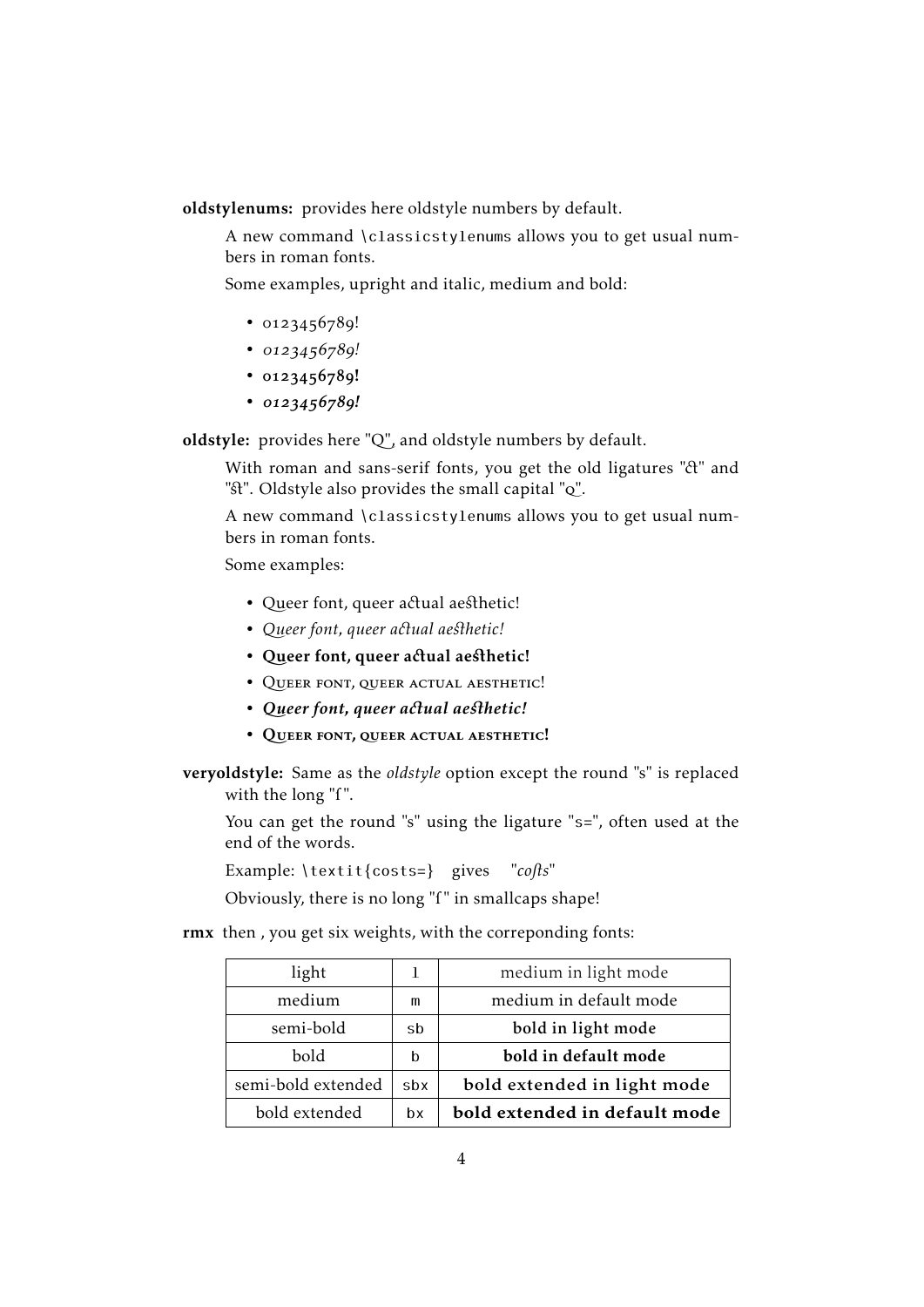**oldstylenums:** provides here oldstyle numbers by default.

A new command `\classicstylenums` allows you to get usual numbers in roman fonts.

Some examples, upright and italic, medium and bold:

- 0123456789!
- *0123456789!*
- **0123456789!**
- ***0123456789!***

**oldstyle:** provides here "Q", and oldstyle numbers by default.

With roman and sans-serif fonts, you get the old ligatures "ct" and "st". Oldstyle also provides the small capital "Q".

A new command `\classicstylenums` allows you to get usual numbers in roman fonts.

Some examples:

- Queer font, queer actual aesthetic!
- *Queer font, queer actual aesthetic!*
- **Queer font, queer actual aesthetic!**
- QUEER FONT, QUEER ACTUAL AESTHETIC!
- ***Queer font, queer actual aesthetic!***
- **QUEER FONT, QUEER ACTUAL AESTHETIC!**

**veryoldstyle:** Same as the *oldstyle* option except the round "s" is replaced with the long "ſ".

You can get the round "s" using the ligature "s=", often used at the end of the words.

Example: `\textit{costs=}` gives "*coſts*"

Obviously, there is no long "ſ" in smallcaps shape!

**rmx** then , you get six weights, with the correponding fonts:

| light | `l` | medium in light mode |
|---|---|---|
| medium | `m` | medium in default mode |
| semi-bold | `sb` | **bold in light mode** |
| bold | `b` | **bold in default mode** |
| semi-bold extended | `sbx` | **bold extended in light mode** |
| bold extended | `bx` | **bold extended in default mode** |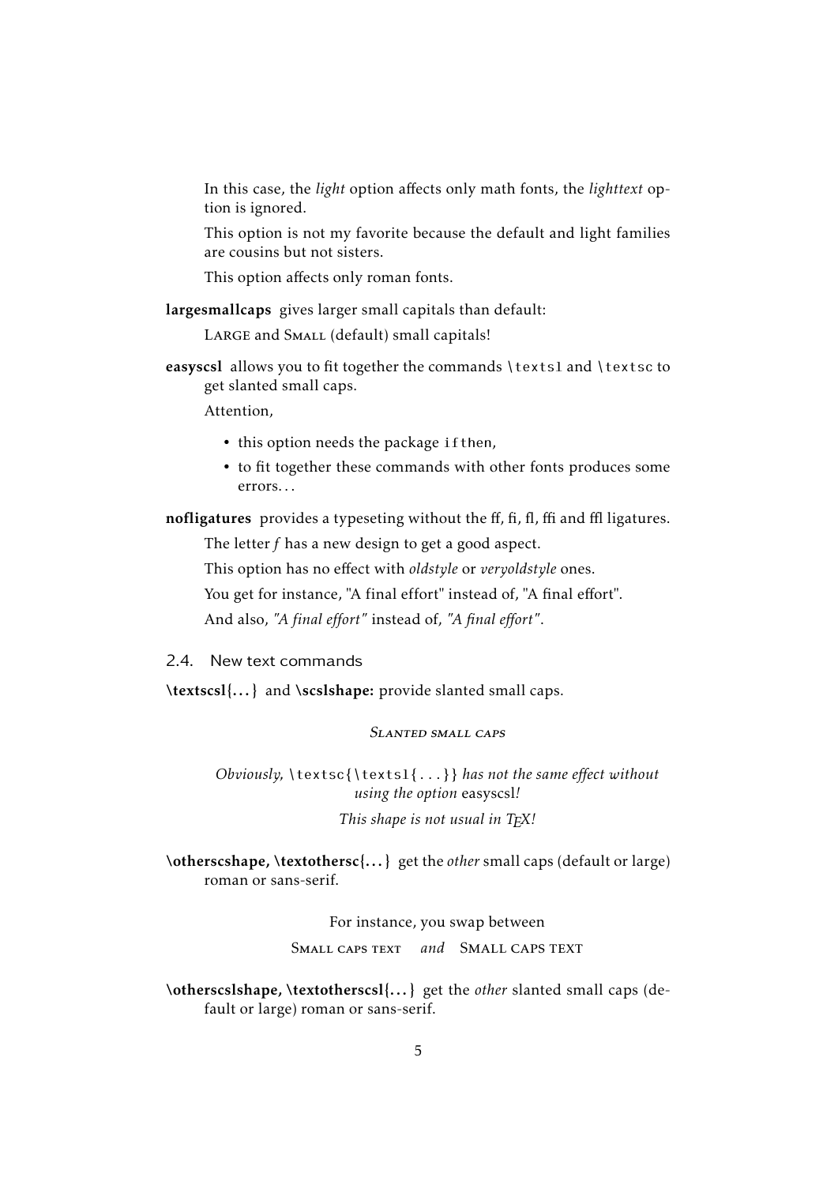In this case, the *light* option affects only math fonts, the *lighttext* option is ignored.

This option is not my favorite because the default and light families are cousins but not sisters.

This option affects only roman fonts.

**largesmallcaps** gives larger small capitals than default:

LARGE and SMALL (default) small capitals!

**easyscsl** allows you to fit together the commands `\textsl` and `\textsc` to get slanted small caps.

Attention,

- this option needs the package `ifthen`,
- to fit together these commands with other fonts produces some errors…

**nofligatures** provides a typeseting without the ff, fi, fl, ffi and ffl ligatures.

The letter *f* has a new design to get a good aspect.

This option has no effect with *oldstyle* or *veryoldstyle* ones.

You get for instance, "A final effort" instead of, "A final effort".

And also, *"A final effort"* instead of, *"A final effort"*.

## 2.4. New text commands

**\textscsl{…}** and **\scslshape:** provide slanted small caps.

*SLANTED SMALL CAPS*

*Obviously,* `\textsc{\textsl{...}}` *has not the same effect without using the option* easyscsl*!*

*This shape is not usual in TEX!*

**\otherscshape, \textothersc{…}** get the *other* small caps (default or large) roman or sans-serif.

For instance, you swap between

SMALL CAPS TEXT *and* SMALL CAPS TEXT

**\otherscslshape, \textotherscsl{…}** get the *other* slanted small caps (default or large) roman or sans-serif.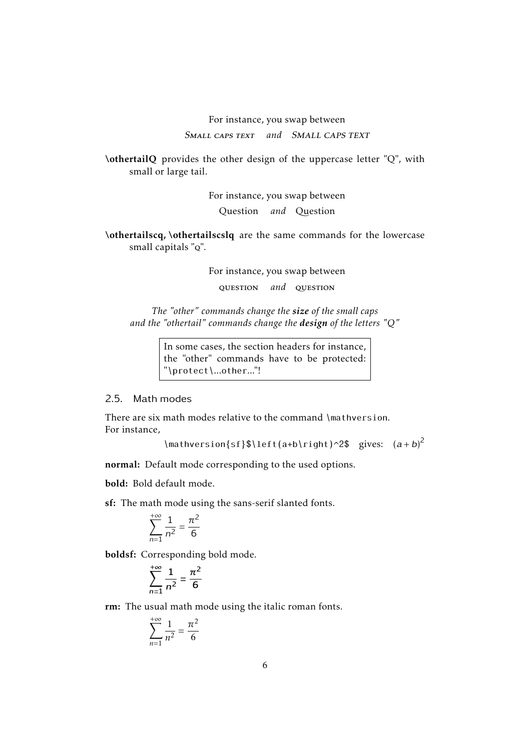For instance, you swap between

*Small caps text* *and* *Small caps text*

**\othertailQ** provides the other design of the uppercase letter "Q", with small or large tail.

For instance, you swap between

Question *and* Question

**\othertailscq, \othertailscslq** are the same commands for the lowercase small capitals "q".

For instance, you swap between

question *and* question

*The "other" commands change the **size** of the small caps and the "othertail" commands change the **design** of the letters "Q"*

> In some cases, the section headers for instance, the "other" commands have to be protected: "\protect\...other..."!

### 2.5. Math modes

There are six math modes relative to the command \mathversion.
For instance,

\mathversion{sf}$\left(a+b\right)^2$ gives: $\left(a+b\right)^2$

**normal:** Default mode corresponding to the used options.

**bold:** Bold default mode.

**sf:** The math mode using the sans-serif slanted fonts.

$$\sum_{n=1}^{+\infty} \frac{1}{n^2} = \frac{\pi^2}{6}$$

**boldsf:** Corresponding bold mode.

$$\sum_{n=1}^{+\infty} \frac{1}{n^2} = \frac{\pi^2}{6}$$

**rm:** The usual math mode using the italic roman fonts.

$$\sum_{n=1}^{+\infty} \frac{1}{n^2} = \frac{\pi^2}{6}$$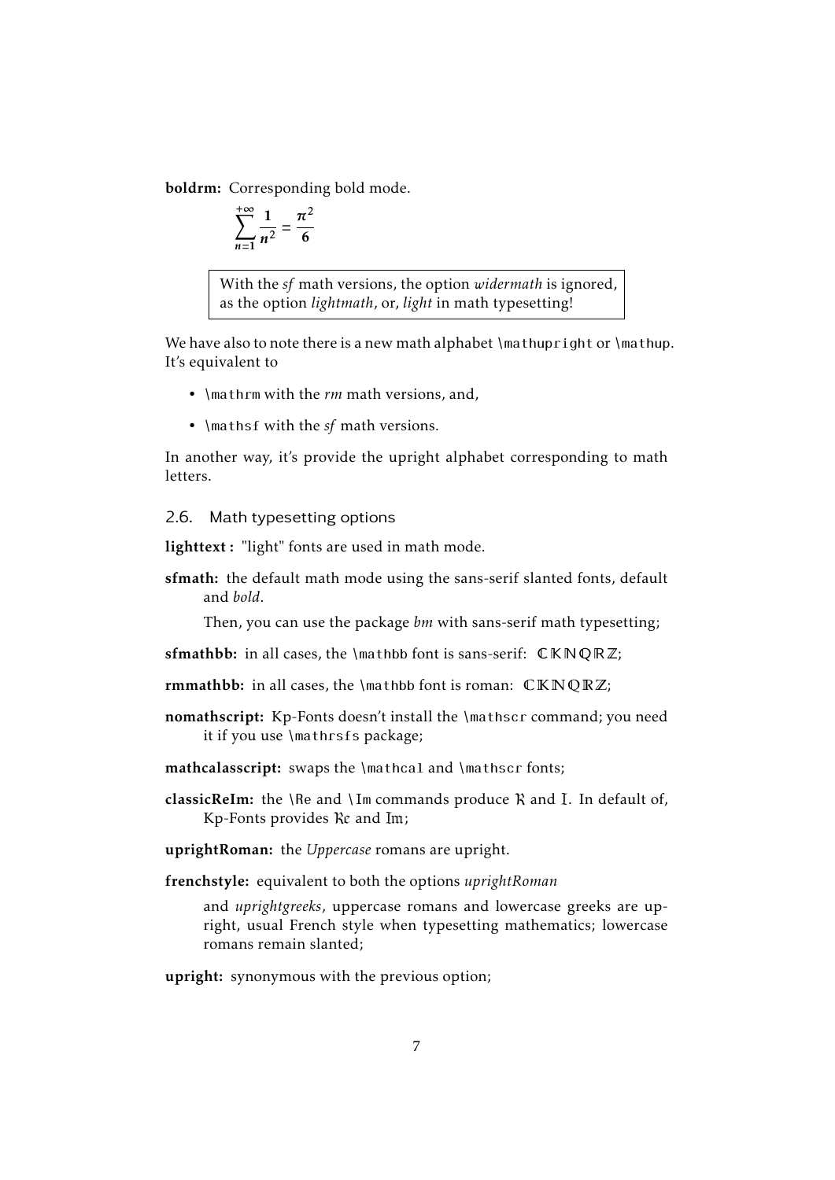**boldrm:** Corresponding bold mode.

$$\sum_{n=1}^{+\infty} \frac{1}{n^2} = \frac{\pi^2}{6}$$

> With the *sf* math versions, the option *widermath* is ignored, as the option *lightmath*, or, *light* in math typesetting!

We have also to note there is a new math alphabet `\mathupright` or `\mathup`. It's equivalent to

- `\mathrm` with the *rm* math versions, and,
- `\mathsf` with the *sf* math versions.

In another way, it's provide the upright alphabet corresponding to math letters.

### 2.6. Math typesetting options

**lighttext :** "light" fonts are used in math mode.

**sfmath:** the default math mode using the sans-serif slanted fonts, default and *bold*.

Then, you can use the package *bm* with sans-serif math typesetting;

**sfmathbb:** in all cases, the `\mathbb` font is sans-serif: $\mathbb{C}\mathbb{K}\mathbb{N}\mathbb{Q}\mathbb{R}\mathbb{Z}$;

**rmmathbb:** in all cases, the `\mathbb` font is roman: $\mathbb{C}\mathbb{K}\mathbb{N}\mathbb{Q}\mathbb{R}\mathbb{Z}$;

**nomathscript:** Kp-Fonts doesn't install the `\mathscr` command; you need it if you use `\mathrsfs` package;

**mathcalasscript:** swaps the `\mathcal` and `\mathscr` fonts;

**classicReIm:** the `\Re` and `\Im` commands produce $\Re$ and $\Im$. In default of, Kp-Fonts provides $\mathfrak{Re}$ and $\mathfrak{Im}$;

**uprightRoman:** the *Uppercase* romans are upright.

**frenchstyle:** equivalent to both the options *uprightRoman*

and *uprightgreeks*, uppercase romans and lowercase greeks are upright, usual French style when typesetting mathematics; lowercase romans remain slanted;

**upright:** synonymous with the previous option;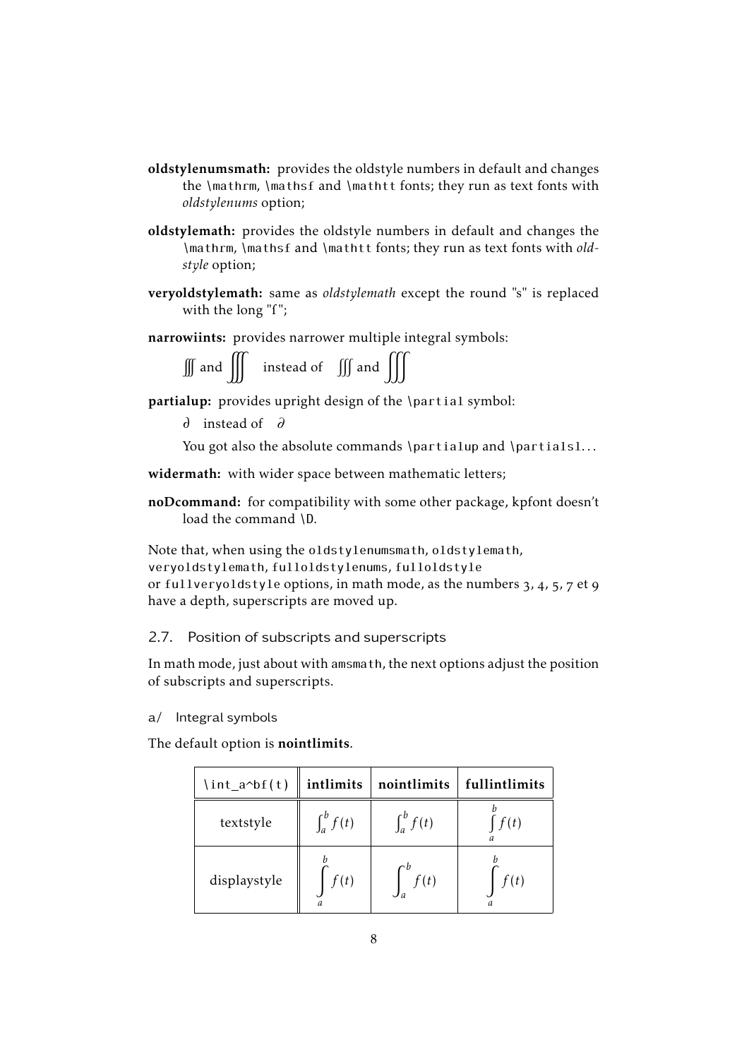**oldstylenumsmath:** provides the oldstyle numbers in default and changes the `\mathrm`, `\mathsf` and `\mathtt` fonts; they run as text fonts with *oldstylenums* option;

**oldstylemath:** provides the oldstyle numbers in default and changes the `\mathrm`, `\mathsf` and `\mathtt` fonts; they run as text fonts with *oldstyle* option;

**veryoldstylemath:** same as *oldstylemath* except the round "s" is replaced with the long "ſ";

**narrowiints:** provides narrower multiple integral symbols:

$\iiint$ and $\displaystyle\iiint$ instead of $\iiint$ and $\displaystyle\iiint$

**partialup:** provides upright design of the `\partial` symbol:

∂ instead of $\partial$

You got also the absolute commands `\partialup` and `\partialsl`...

**widermath:** with wider space between mathematic letters;

**noDcommand:** for compatibility with some other package, kpfont doesn't load the command `\D`.

Note that, when using the `oldstylenumsmath`, `oldstylemath`, `veryoldstylemath`, `fulloldstylenums`, `fulloldstyle` or `fullveryoldstyle` options, in math mode, as the numbers 3, 4, 5, 7 et 9 have a depth, superscripts are moved up.

### 2.7. Position of subscripts and superscripts

In math mode, just about with `amsmath`, the next options adjust the position of subscripts and superscripts.

#### a/ Integral symbols

The default option is **nointlimits**.

| `\int_a^bf(t)` | **intlimits** | **nointlimits** | **fullintlimits** |
|---|---|---|---|
| textstyle | $\int_a^b f(t)$ | $\int_a^b f(t)$ | $\int\limits_a^b f(t)$ |
| displaystyle | $\displaystyle\int\limits_a^b f(t)$ | $\displaystyle\int_a^b f(t)$ | $\displaystyle\int\limits_a^b f(t)$ |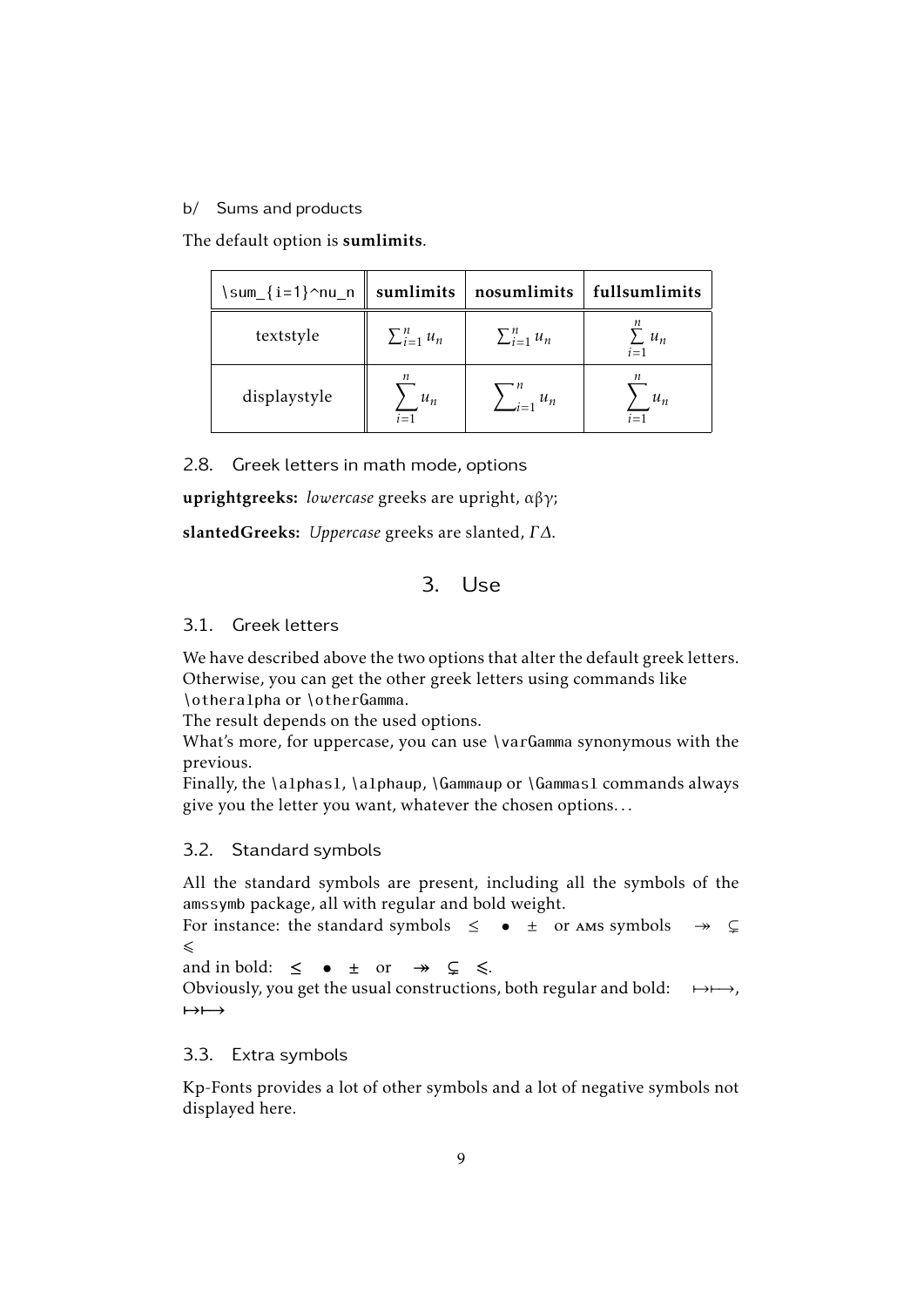b/ Sums and products

The default option is **sumlimits**.

| `\sum_{i=1}^nu_n` | **sumlimits** | **nosumlimits** | **fullsumlimits** |
|---|---|---|---|
| textstyle | $\sum_{i=1}^n u_n$ | $\sum_{i=1}^n u_n$ | $\sum\limits_{i=1}^n u_n$ |
| displaystyle | $\displaystyle\sum_{i=1}^n u_n$ | $\displaystyle\sum\nolimits_{i=1}^n u_n$ | $\displaystyle\sum_{i=1}^n u_n$ |

## 2.8. Greek letters in math mode, options

**uprightgreeks:** *lowercase* greeks are upright, αβγ;

**slantedGreeks:** *Uppercase* greeks are slanted, $\Gamma\Delta$.

# 3. Use

## 3.1. Greek letters

We have described above the two options that alter the default greek letters. Otherwise, you can get the other greek letters using commands like `\otheralpha` or `\otherGamma`.
The result depends on the used options.
What's more, for uppercase, you can use `\varGamma` synonymous with the previous.
Finally, the `\alphasl`, `\alphaup`, `\Gammaup` or `\Gammasl` commands always give you the letter you want, whatever the chosen options...

## 3.2. Standard symbols

All the standard symbols are present, including all the symbols of the `amssymb` package, all with regular and bold weight.
For instance: the standard symbols $\leq$ $\bullet$ $\pm$ or AMS symbols $\twoheadrightarrow$ $\subsetneq$ $\leqslant$
and in bold: $\boldsymbol{\leq}$ $\boldsymbol{\bullet}$ $\boldsymbol{\pm}$ or $\boldsymbol{\twoheadrightarrow}$ $\boldsymbol{\subsetneq}$ $\boldsymbol{\leqslant}$.
Obviously, you get the usual constructions, both regular and bold: $\mapsto\longmapsto$, $\boldsymbol{\mapsto\longmapsto}$

## 3.3. Extra symbols

Kp-Fonts provides a lot of other symbols and a lot of negative symbols not displayed here.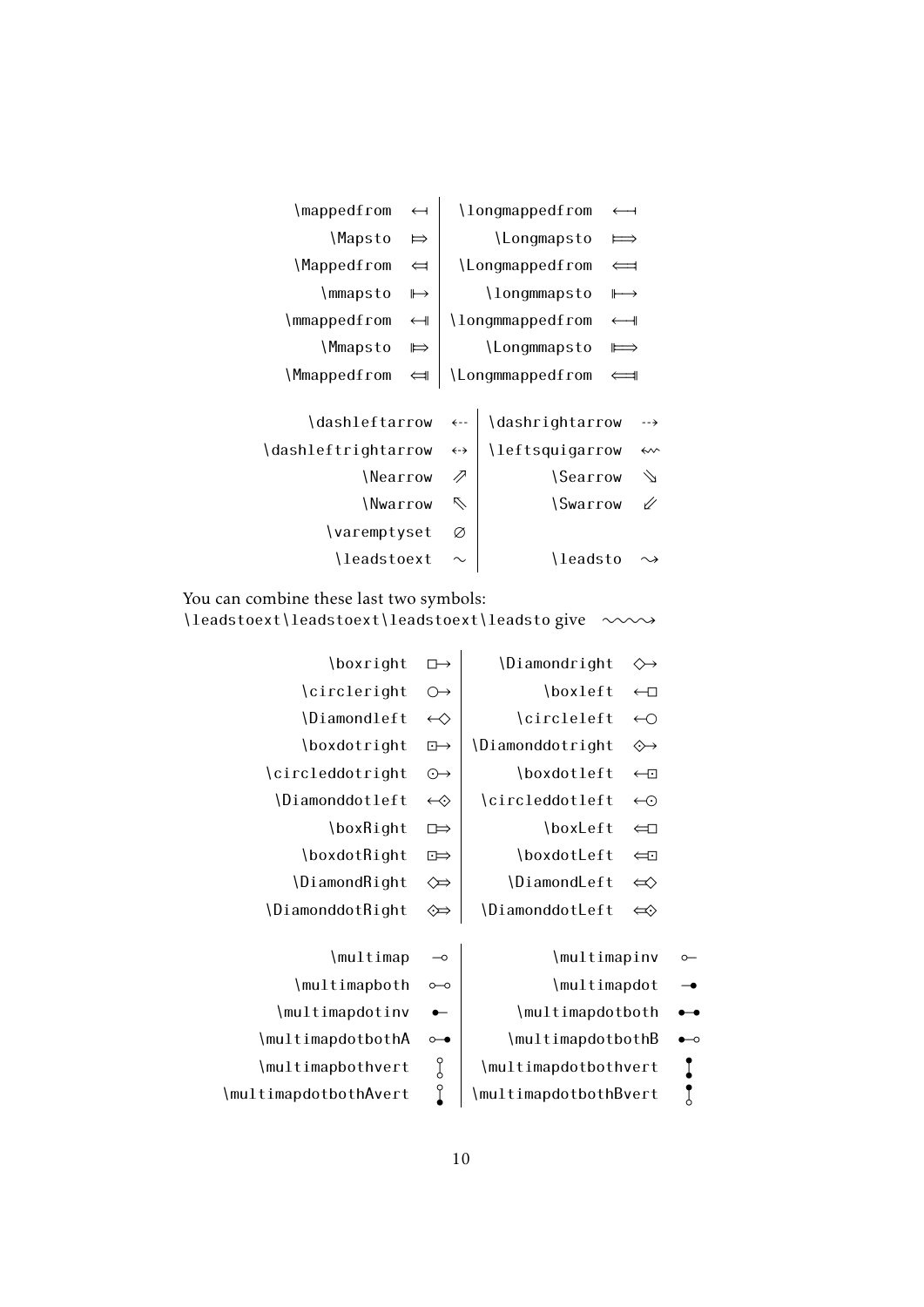| | | | |
|---|---|---|---|
| \mappedfrom | ↤ | \longmappedfrom | ⟻ |
| \Mapsto | ⤇ | \Longmapsto | ⟾ |
| \Mappedfrom | ⤆ | \Longmappedfrom | ⟽ |
| \mmapsto | ⤅ | \longmmapsto | ⟼ |
| \mmappedfrom | ⬶ | \longmmappedfrom | ⟻ |
| \Mmapsto | ⤇ | \Longmmapsto | ⟾ |
| \Mmappedfrom | ⤆ | \Longmmappedfrom | ⟽ |

| | | | |
|---|---|---|---|
| \dashleftarrow | ⇠ | \dashrightarrow | ⇢ |
| \dashleftrightarrow | ↔ | \leftsquigarrow | ⇜ |
| \Nearrow | ⇗ | \Searrow | ⇘ |
| \Nwarrow | ⇖ | \Swarrow | ⇙ |
| \varemptyset | ∅ | | |
| \leadstoext | ∼ | \leadsto | ⇝ |

You can combine these last two symbols:
\leadstoext\leadstoext\leadstoext\leadsto give ∼∼∼⇝

| | | | |
|---|---|---|---|
| \boxright | □→ | \Diamondright | ◇→ |
| \circleright | ○→ | \boxleft | ←□ |
| \Diamondleft | ←◇ | \circleleft | ←○ |
| \boxdotright | ⊡→ | \Diamonddotright | ⟐→ |
| \circleddotright | ⊙→ | \boxdotleft | ←⊡ |
| \Diamonddotleft | ←⟐ | \circleddotleft | ←⊙ |
| \boxRight | □⇒ | \boxLeft | ⇐□ |
| \boxdotRight | ⊡⇒ | \boxdotLeft | ⇐⊡ |
| \DiamondRight | ◇⇒ | \DiamondLeft | ⇐◇ |
| \DiamonddotRight | ⟐⇒ | \DiamonddotLeft | ⇐⟐ |

| | | | |
|---|---|---|---|
| \multimap | ⊸ | \multimapinv | ⟜ |
| \multimapboth | ⧟ | \multimapdot | ⊸ |
| \multimapdotinv | ⟜ | \multimapdotboth | ⧟ |
| \multimapdotbothA | ⧟ | \multimapdotbothB | ⧟ |
| \multimapbothvert | ⫯ | \multimapdotbothvert | ⫰ |
| \multimapdotbothAvert | ⫯ | \multimapdotbothBvert | ⫰ |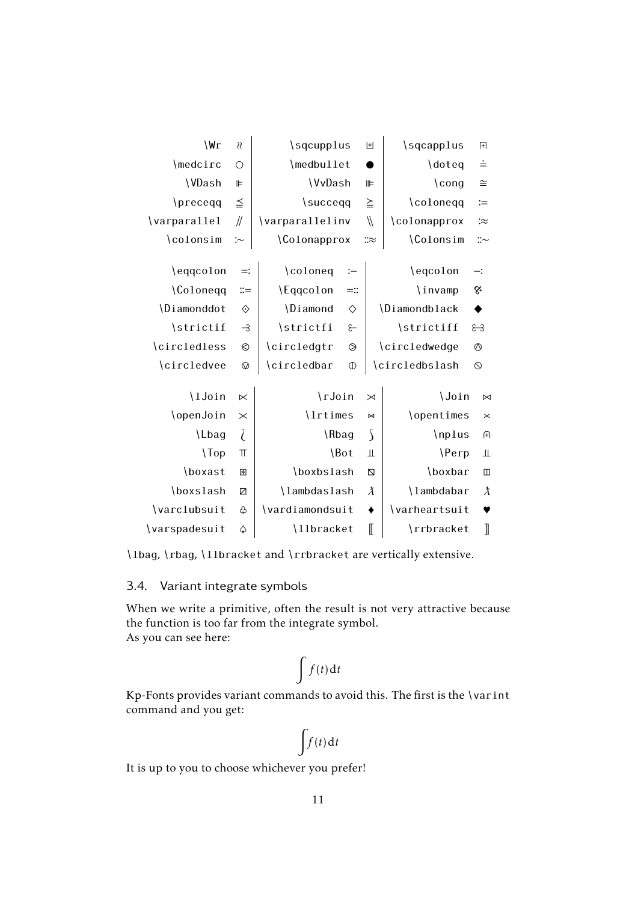| | | | | | |
|---|---|---|---|---|---|
| `\Wr` | ≀ | `\sqcupplus` | ⊎ | `\sqcapplus` | ⊞ |
| `\medcirc` | ○ | `\medbullet` | ● | `\doteq` | ≐ |
| `\VDash` | ⊫ | `\VvDash` | ⊪ | `\cong` | ≅ |
| `\preceqq` | ≦ | `\succeqq` | ≧ | `\coloneqq` | ≔ |
| `\varparallel` | ⫽ | `\varparallelinv` | ⑊ | `\colonapprox` | :≈ |
| `\colonsim` | :∼ | `\Colonapprox` | ::≈ | `\Colonsim` | ::∼ |

| | | | | | |
|---|---|---|---|---|---|
| `\eqqcolon` | ≕ | `\coloneq` | :− | `\eqcolon` | −: |
| `\Coloneqq` | ::= | `\Eqqcolon` | =:: | `\invamp` | ⅋ |
| `\Diamonddot` | ⟐ | `\Diamond` | ◇ | `\Diamondblack` | ◆ |
| `\strictif` | ⥽ | `\strictfi` | ⥼ | `\strictiff` | ⥼⥽ |
| `\circledless` | ⧀ | `\circledgtr` | ⧁ | `\circledwedge` | ⦰ |
| `\circledvee` | ⦱ | `\circledbar` | ⦶ | `\circledbslash` | ⦸ |

| | | | | | |
|---|---|---|---|---|---|
| `\lJoin` | ⋉ | `\rJoin` | ⋊ | `\Join` | ⋈ |
| `\openJoin` | ⋉ | `\lrtimes` | ⋈ | `\opentimes` | ⋊ |
| `\Lbag` | ⟅ | `\Rbag` | ⟆ | `\nplus` | ⊕ |
| `\Top` | ⫪ | `\Bot` | ⫫ | `\Perp` | ⫫ |
| `\boxast` | ⧆ | `\boxbslash` | ⧅ | `\boxbar` | ◫ |
| `\boxslash` | ⧄ | `\lambdaslash` | ƛ | `\lambdabar` | ƛ |
| `\varclubsuit` | ♧ | `\vardiamondsuit` | ♦ | `\varheartsuit` | ♥ |
| `\varspadesuit` | ♤ | `\llbracket` | ⟦ | `\rrbracket` | ⟧ |

`\lbag`, `\rbag`, `\llbracket` and `\rrbracket` are vertically extensive.

## 3.4. Variant integrate symbols

When we write a primitive, often the result is not very attractive because the function is too far from the integrate symbol.
As you can see here:

$$\int f(t)\,\mathrm{d}t$$

Kp-Fonts provides variant commands to avoid this. The first is the `\varint` command and you get:

$$\int\! f(t)\,\mathrm{d}t$$

It is up to you to choose whichever you prefer!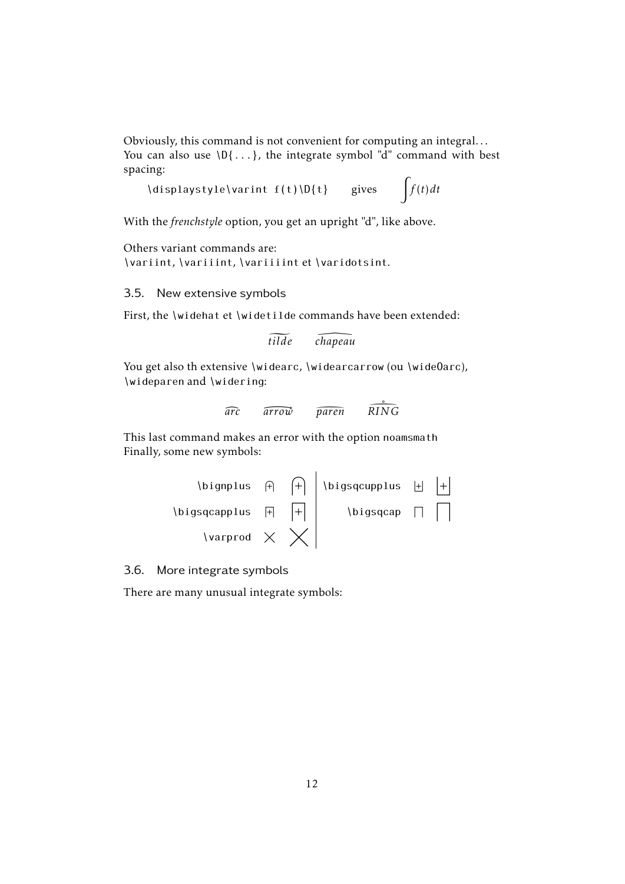Obviously, this command is not convenient for computing an integral...
You can also use `\D{...}`, the integrate symbol "d" command with best spacing:

`\displaystyle\varint f(t)\D{t}` gives $\displaystyle\int f(t)dt$

With the *frenchstyle* option, you get an upright "d", like above.

Others variant commands are:
`\variint`, `\variiint`, `\variiiint` et `\varidotsint`.

## 3.5. New extensive symbols

First, the `\widehat` et `\widetilde` commands have been extended:

$$\widetilde{tilde} \qquad \widehat{chapeau}$$

You get also th extensive `\widearc`, `\widearcarrow` (ou `\wideOarc`), `\wideparen` and `\widering`:

$$\widearc{arc} \qquad \widearcarrow{arrow} \qquad \wideparen{paren} \qquad \widering{RING}$$

This last command makes an error with the option `noamsmath`
Finally, some new symbols:

| | | | | | |
|---|---|---|---|---|---|
| `\bignplus` | $\bignplus$ | $\displaystyle\bignplus$ | `\bigsqcupplus` | $\bigsqcupplus$ | $\displaystyle\bigsqcupplus$ |
| `\bigsqcapplus` | $\bigsqcapplus$ | $\displaystyle\bigsqcapplus$ | `\bigsqcap` | $\bigsqcap$ | $\displaystyle\bigsqcap$ |
| `\varprod` | $\varprod$ | $\displaystyle\varprod$ | | | |

## 3.6. More integrate symbols

There are many unusual integrate symbols: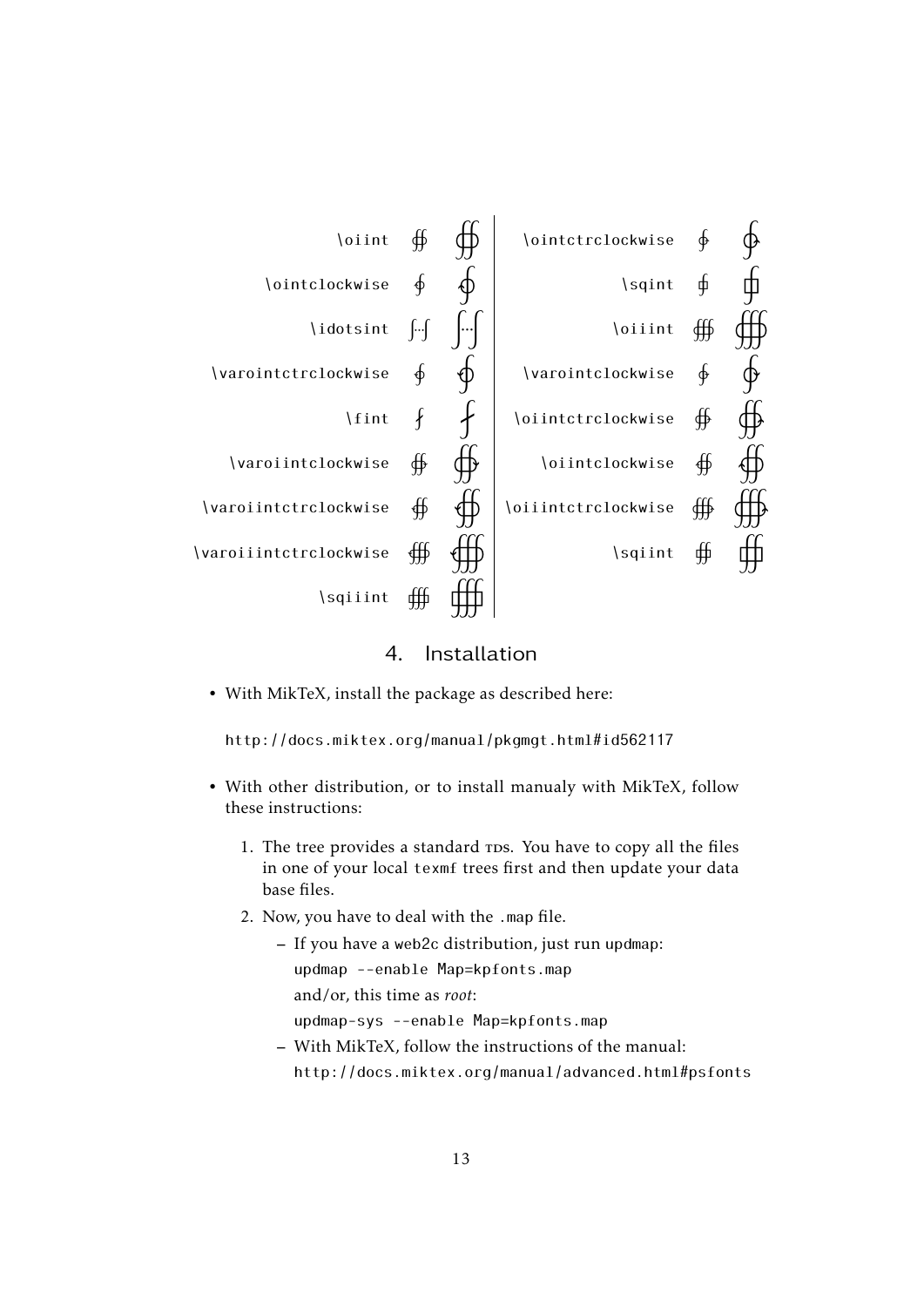| Command | Text | Display | Command | Text | Display |
|---|---|---|---|---|---|
| \oiint | ∯ | ∯ | \ointctrclockwise | ∳ | ∳ |
| \ointclockwise | ∲ | ∲ | \sqint | ⨖ | ⨖ |
| \idotsint | ∫⋯∫ | ∫⋯∫ | \oiiint | ∰ | ∰ |
| \varointctrclockwise | ∳ | ∳ | \varointclockwise | ∲ | ∲ |
| \fint | ⨏ | ⨏ | \oiintctrclockwise | ∯ | ∯ |
| \varoiintclockwise | ∯ | ∯ | \oiintclockwise | ∯ | ∯ |
| \varoiintctrclockwise | ∯ | ∯ | \oiiintctrclockwise | ∰ | ∰ |
| \varoiiintctrclockwise | ∰ | ∰ | \sqiint | ∬ | ∬ |
| \sqiiint | ∭ | ∭ | | | |

## 4. Installation

- With MikTeX, install the package as described here:

  `http://docs.miktex.org/manual/pkgmgt.html#id562117`

- With other distribution, or to install manualy with MikTeX, follow these instructions:

  1. The tree provides a standard TDS. You have to copy all the files in one of your local `texmf` trees first and then update your data base files.
  2. Now, you have to deal with the `.map` file.
     - If you have a `web2c` distribution, just run `updmap`:

       `updmap --enable Map=kpfonts.map`

       and/or, this time as *root*:

       `updmap-sys --enable Map=kpfonts.map`
     - With MikTeX, follow the instructions of the manual:

       `http://docs.miktex.org/manual/advanced.html#psfonts`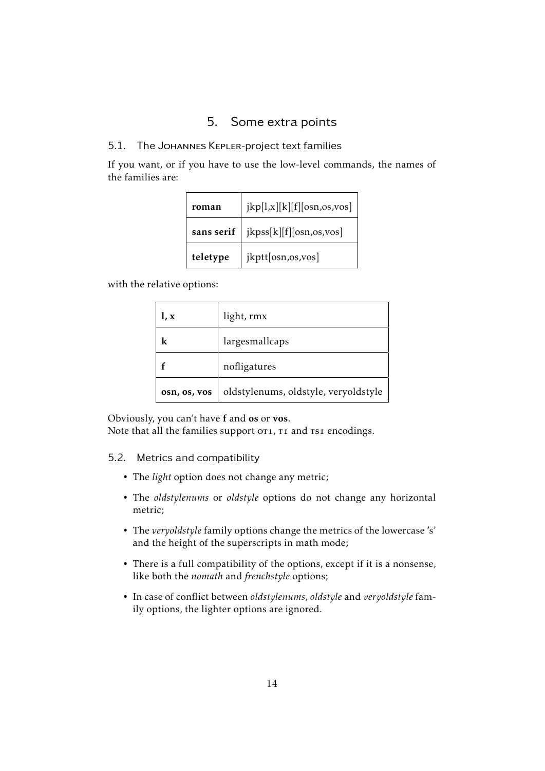# 5. Some extra points

## 5.1. The Johannes Kepler-project text families

If you want, or if you have to use the low-level commands, the names of the families are:

| **roman** | jkp[l,x][k][f][osn,os,vos] |
|---|---|
| **sans serif** | jkpss[k][f][osn,os,vos] |
| **teletype** | jkptt[osn,os,vos] |

with the relative options:

| **l, x** | light, rmx |
|---|---|
| **k** | largesmallcaps |
| **f** | nofligatures |
| **osn, os, vos** | oldstylenums, oldstyle, veryoldstyle |

Obviously, you can't have **f** and **os** or **vos**.
Note that all the families support OT1, T1 and TS1 encodings.

## 5.2. Metrics and compatibility

- The *light* option does not change any metric;
- The *oldstylenums* or *oldstyle* options do not change any horizontal metric;
- The *veryoldstyle* family options change the metrics of the lowercase 's' and the height of the superscripts in math mode;
- There is a full compatibility of the options, except if it is a nonsense, like both the *nomath* and *frenchstyle* options;
- In case of conflict between *oldstylenums*, *oldstyle* and *veryoldstyle* family options, the lighter options are ignored.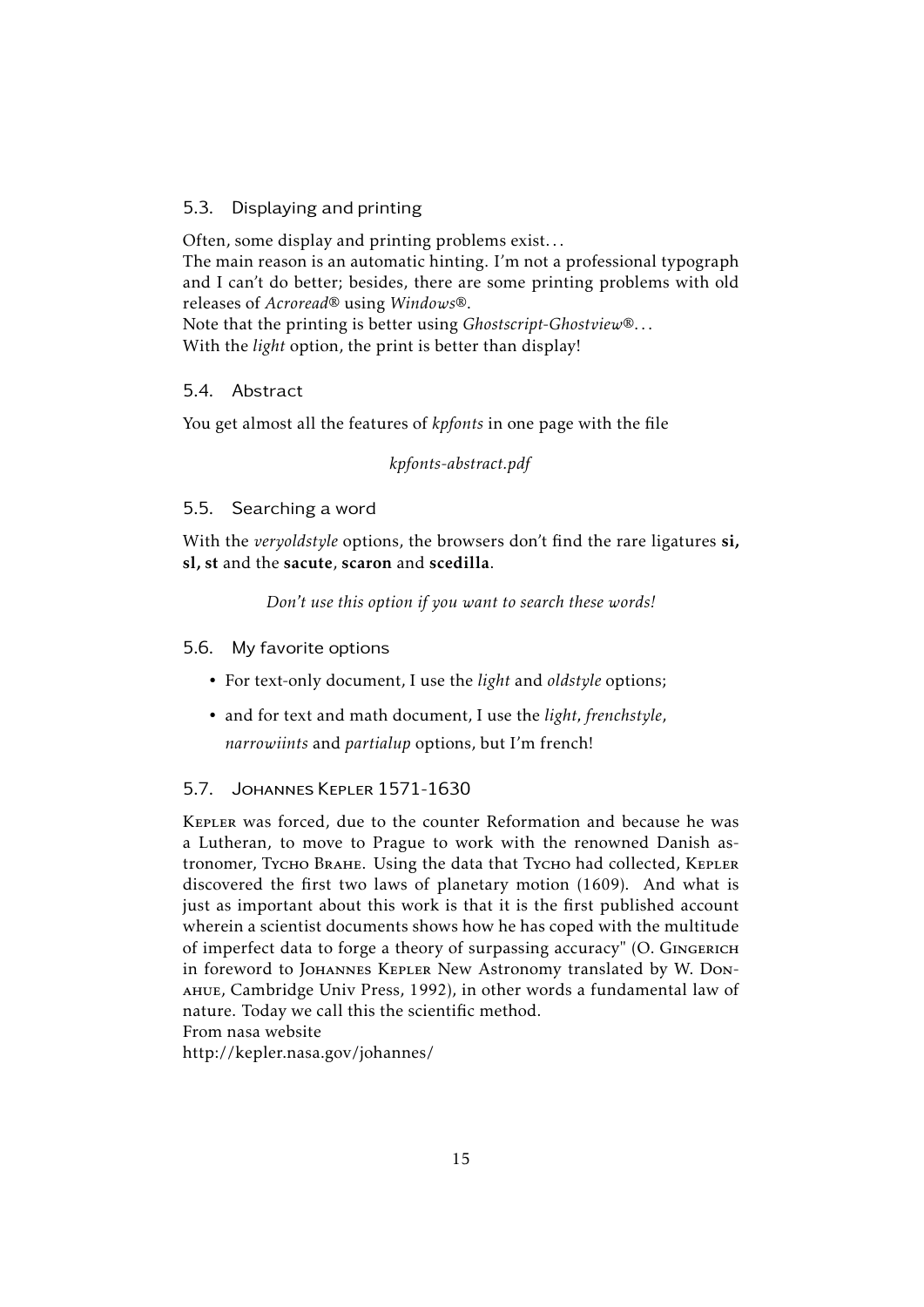## 5.3. Displaying and printing

Often, some display and printing problems exist…
The main reason is an automatic hinting. I'm not a professional typograph and I can't do better; besides, there are some printing problems with old releases of *Acroread®* using *Windows®*.
Note that the printing is better using *Ghostscript-Ghostview®*…
With the *light* option, the print is better than display!

## 5.4. Abstract

You get almost all the features of *kpfonts* in one page with the file

*kpfonts-abstract.pdf*

## 5.5. Searching a word

With the *veryoldstyle* options, the browsers don't find the rare ligatures **si, sl, st** and the **sacute**, **scaron** and **scedilla**.

*Don't use this option if you want to search these words!*

## 5.6. My favorite options

- For text-only document, I use the *light* and *oldstyle* options;
- and for text and math document, I use the *light*, *frenchstyle*, *narrowiints* and *partialup* options, but I'm french!

## 5.7. Johannes Kepler 1571-1630

Kepler was forced, due to the counter Reformation and because he was a Lutheran, to move to Prague to work with the renowned Danish astronomer, Tycho Brahe. Using the data that Tycho had collected, Kepler discovered the first two laws of planetary motion (1609). And what is just as important about this work is that it is the first published account wherein a scientist documents shows how he has coped with the multitude of imperfect data to forge a theory of surpassing accuracy" (O. Gingerich in foreword to Johannes Kepler New Astronomy translated by W. Donahue, Cambridge Univ Press, 1992), in other words a fundamental law of nature. Today we call this the scientific method.
From nasa website
http://kepler.nasa.gov/johannes/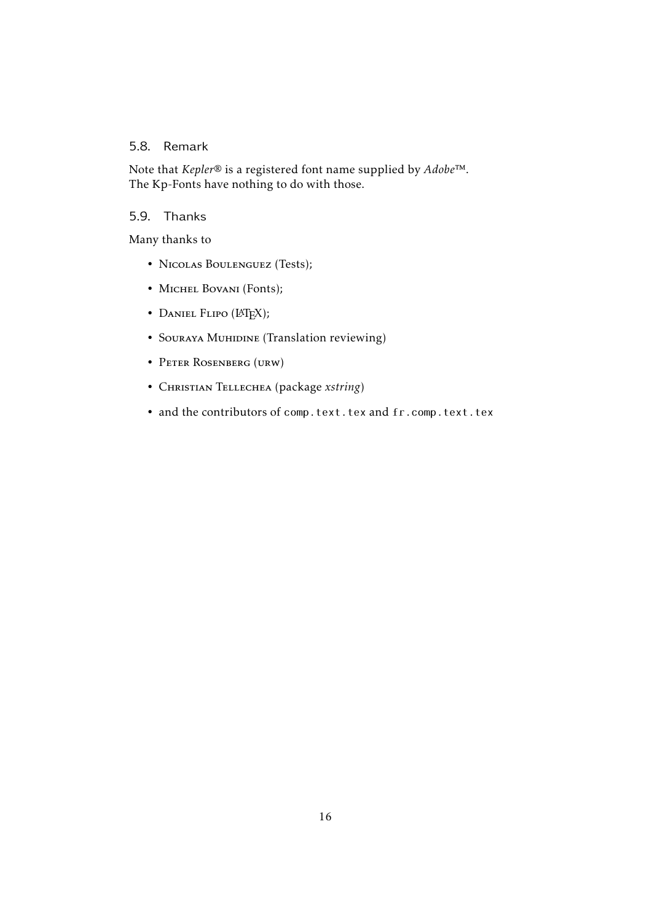### 5.8. Remark

Note that *Kepler®* is a registered font name supplied by *Adobe™*.
The Kp-Fonts have nothing to do with those.

### 5.9. Thanks

Many thanks to

- Nicolas Boulenguez (Tests);
- Michel Bovani (Fonts);
- Daniel Flipo (LaTeX);
- Souraya Muhidine (Translation reviewing)
- Peter Rosenberg (urw)
- Christian Tellechea (package *xstring*)
- and the contributors of `comp.text.tex` and `fr.comp.text.tex`